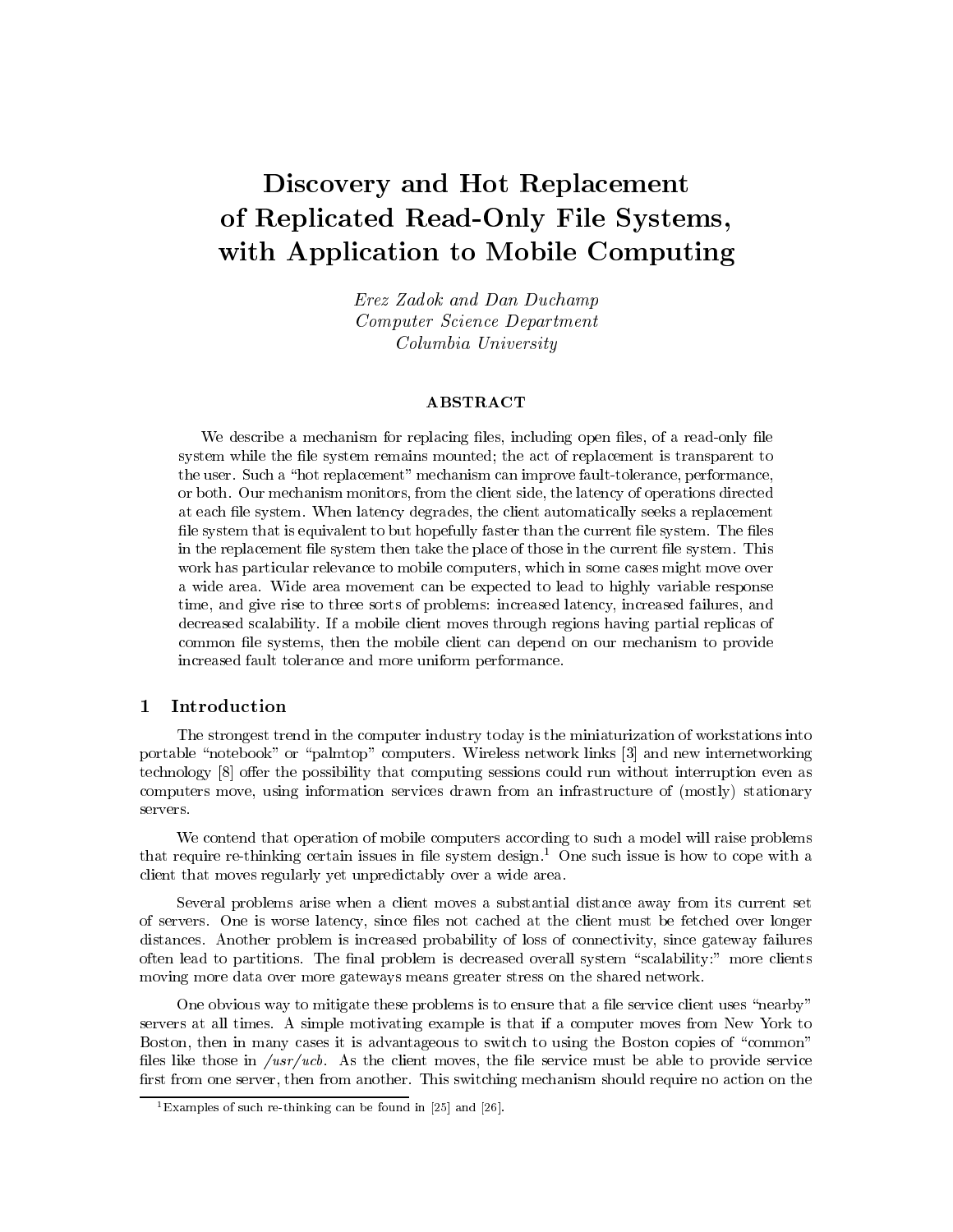# Discovery and Hot Replacement of Replicated Read-Only File Systems, with Application to Mobile Computing

*Erez Zadok and Dan Duchamp*
*Computer Science Department*
*Columbia University*

### ABSTRACT

We describe a mechanism for replacing files, including open files, of a read-only file system while the file system remains mounted; the act of replacement is transparent to the user. Such a "hot replacement" mechanism can improve fault-tolerance, performance, or both. Our mechanism monitors, from the client side, the latency of operations directed at each file system. When latency degrades, the client automatically seeks a replacement file system that is equivalent to but hopefully faster than the current file system. The files in the replacement file system then take the place of those in the current file system. This work has particular relevance to mobile computers, which in some cases might move over a wide area. Wide area movement can be expected to lead to highly variable response time, and give rise to three sorts of problems: increased latency, increased failures, and decreased scalability. If a mobile client moves through regions having partial replicas of common file systems, then the mobile client can depend on our mechanism to provide increased fault tolerance and more uniform performance.

## 1 Introduction

The strongest trend in the computer industry today is the miniaturization of workstations into portable "notebook" or "palmtop" computers. Wireless network links [3] and new internetworking technology [8] offer the possibility that computing sessions could run without interruption even as computers move, using information services drawn from an infrastructure of (mostly) stationary servers.

We contend that operation of mobile computers according to such a model will raise problems that require re-thinking certain issues in file system design.[1] One such issue is how to cope with a client that moves regularly yet unpredictably over a wide area.

Several problems arise when a client moves a substantial distance away from its current set of servers. One is worse latency, since files not cached at the client must be fetched over longer distances. Another problem is increased probability of loss of connectivity, since gateway failures often lead to partitions. The final problem is decreased overall system "scalability:" more clients moving more data over more gateways means greater stress on the shared network.

One obvious way to mitigate these problems is to ensure that a file service client uses "nearby" servers at all times. A simple motivating example is that if a computer moves from New York to Boston, then in many cases it is advantageous to switch to using the Boston copies of "common" files like those in */usr/ucb*. As the client moves, the file service must be able to provide service first from one server, then from another. This switching mechanism should require no action on the

[1] Examples of such re-thinking can be found in [25] and [26].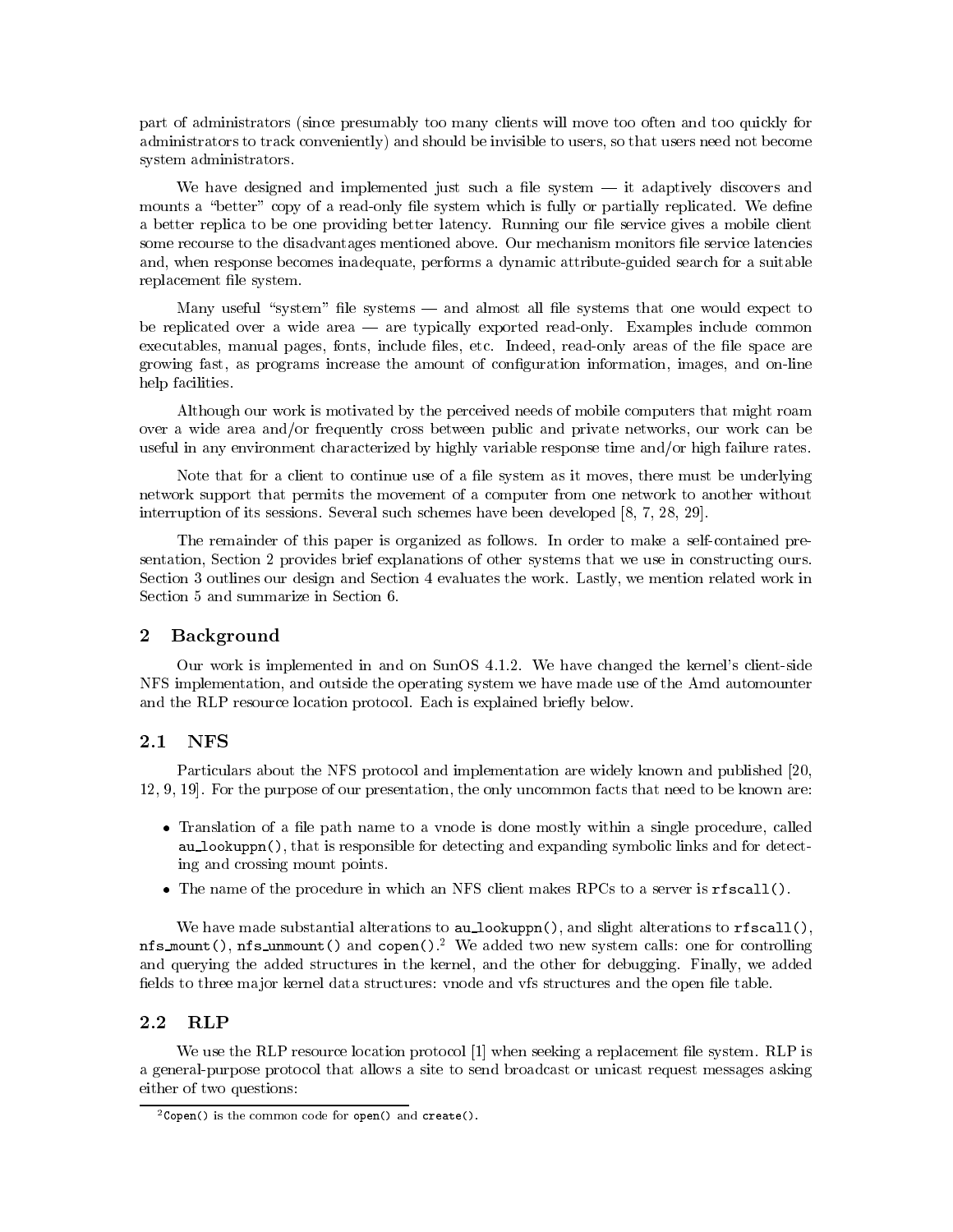part of administrators (since presumably too many clients will move too often and too quickly for administrators to track conveniently) and should be invisible to users, so that users need not become system administrators.

We have designed and implemented just such a file system — it adaptively discovers and mounts a "better" copy of a read-only file system which is fully or partially replicated. We define a better replica to be one providing better latency. Running our file service gives a mobile client some recourse to the disadvantages mentioned above. Our mechanism monitors file service latencies and, when response becomes inadequate, performs a dynamic attribute-guided search for a suitable replacement file system.

Many useful "system" file systems — and almost all file systems that one would expect to be replicated over a wide area — are typically exported read-only. Examples include common executables, manual pages, fonts, include files, etc. Indeed, read-only areas of the file space are growing fast, as programs increase the amount of configuration information, images, and on-line help facilities.

Although our work is motivated by the perceived needs of mobile computers that might roam over a wide area and/or frequently cross between public and private networks, our work can be useful in any environment characterized by highly variable response time and/or high failure rates.

Note that for a client to continue use of a file system as it moves, there must be underlying network support that permits the movement of a computer from one network to another without interruption of its sessions. Several such schemes have been developed [8, 7, 28, 29].

The remainder of this paper is organized as follows. In order to make a self-contained presentation, Section 2 provides brief explanations of other systems that we use in constructing ours. Section 3 outlines our design and Section 4 evaluates the work. Lastly, we mention related work in Section 5 and summarize in Section 6.

## 2 Background

Our work is implemented in and on SunOS 4.1.2. We have changed the kernel's client-side NFS implementation, and outside the operating system we have made use of the Amd automounter and the RLP resource location protocol. Each is explained briefly below.

### 2.1 NFS

Particulars about the NFS protocol and implementation are widely known and published [20, 12, 9, 19]. For the purpose of our presentation, the only uncommon facts that need to be known are:

- Translation of a file path name to a vnode is done mostly within a single procedure, called `au_lookuppn()`, that is responsible for detecting and expanding symbolic links and for detecting and crossing mount points.
- The name of the procedure in which an NFS client makes RPCs to a server is `rfscall()`.

We have made substantial alterations to `au_lookuppn()`, and slight alterations to `rfscall()`, `nfs_mount()`, `nfs_unmount()` and `copen()`.[2] We added two new system calls: one for controlling and querying the added structures in the kernel, and the other for debugging. Finally, we added fields to three major kernel data structures: vnode and vfs structures and the open file table.

### 2.2 RLP

We use the RLP resource location protocol [1] when seeking a replacement file system. RLP is a general-purpose protocol that allows a site to send broadcast or unicast request messages asking either of two questions:

[2] `Copen()` is the common code for `open()` and `create()`.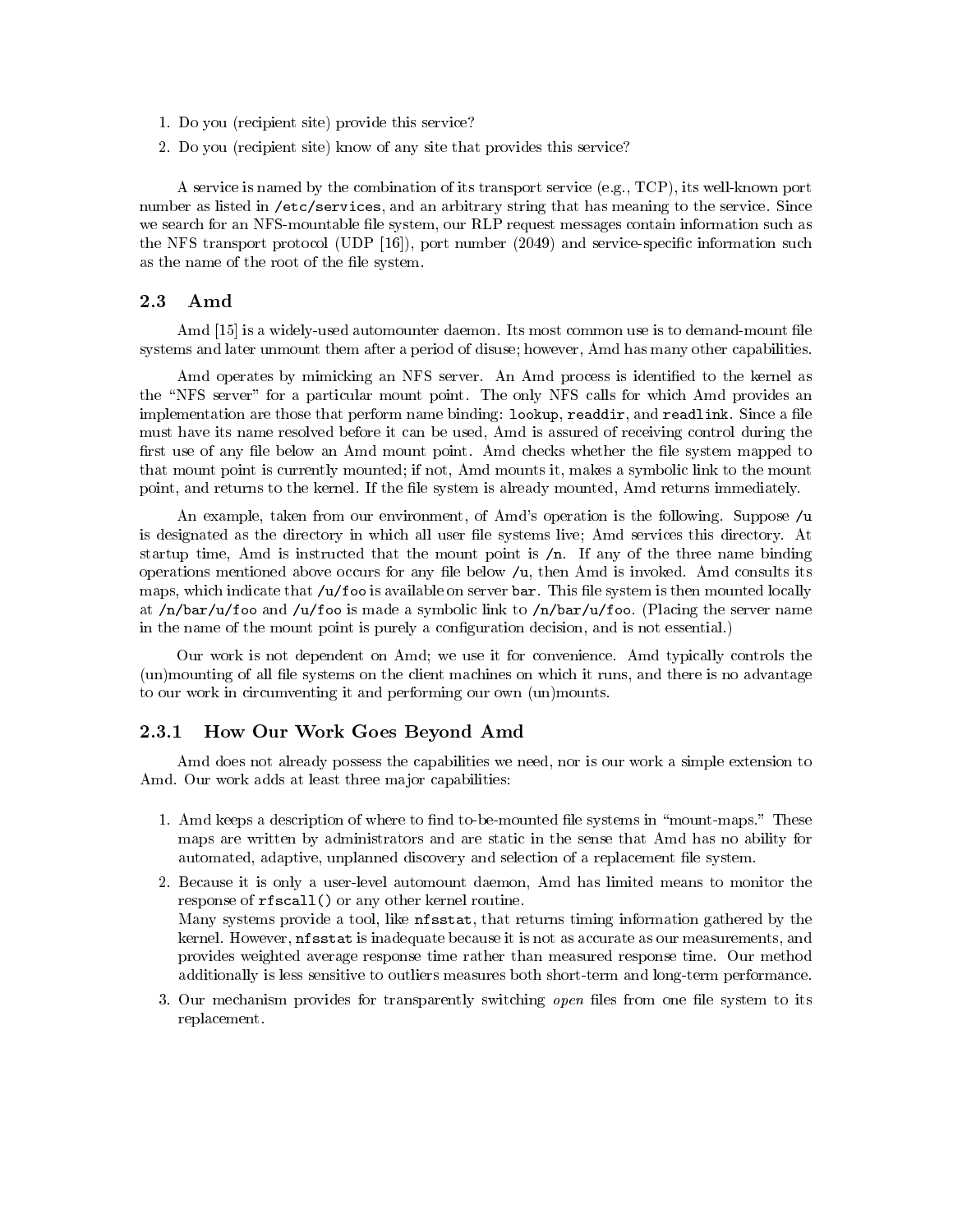1. Do you (recipient site) provide this service?
2. Do you (recipient site) know of any site that provides this service?

A service is named by the combination of its transport service (e.g., TCP), its well-known port number as listed in `/etc/services`, and an arbitrary string that has meaning to the service. Since we search for an NFS-mountable file system, our RLP request messages contain information such as the NFS transport protocol (UDP [16]), port number (2049) and service-specific information such as the name of the root of the file system.

### 2.3 Amd

Amd [15] is a widely-used automounter daemon. Its most common use is to demand-mount file systems and later unmount them after a period of disuse; however, Amd has many other capabilities.

Amd operates by mimicking an NFS server. An Amd process is identified to the kernel as the "NFS server" for a particular mount point. The only NFS calls for which Amd provides an implementation are those that perform name binding: `lookup`, `readdir`, and `readlink`. Since a file must have its name resolved before it can be used, Amd is assured of receiving control during the first use of any file below an Amd mount point. Amd checks whether the file system mapped to that mount point is currently mounted; if not, Amd mounts it, makes a symbolic link to the mount point, and returns to the kernel. If the file system is already mounted, Amd returns immediately.

An example, taken from our environment, of Amd's operation is the following. Suppose `/u` is designated as the directory in which all user file systems live; Amd services this directory. At startup time, Amd is instructed that the mount point is `/n`. If any of the three name binding operations mentioned above occurs for any file below `/u`, then Amd is invoked. Amd consults its maps, which indicate that `/u/foo` is available on server `bar`. This file system is then mounted locally at `/n/bar/u/foo` and `/u/foo` is made a symbolic link to `/n/bar/u/foo`. (Placing the server name in the name of the mount point is purely a configuration decision, and is not essential.)

Our work is not dependent on Amd; we use it for convenience. Amd typically controls the (un)mounting of all file systems on the client machines on which it runs, and there is no advantage to our work in circumventing it and performing our own (un)mounts.

#### 2.3.1 How Our Work Goes Beyond Amd

Amd does not already possess the capabilities we need, nor is our work a simple extension to Amd. Our work adds at least three major capabilities:

1. Amd keeps a description of where to find to-be-mounted file systems in "mount-maps." These maps are written by administrators and are static in the sense that Amd has no ability for automated, adaptive, unplanned discovery and selection of a replacement file system.
2. Because it is only a user-level automount daemon, Amd has limited means to monitor the response of `rfscall()` or any other kernel routine.
   Many systems provide a tool, like `nfsstat`, that returns timing information gathered by the kernel. However, `nfsstat` is inadequate because it is not as accurate as our measurements, and provides weighted average response time rather than measured response time. Our method additionally is less sensitive to outliers measures both short-term and long-term performance.
3. Our mechanism provides for transparently switching *open* files from one file system to its replacement.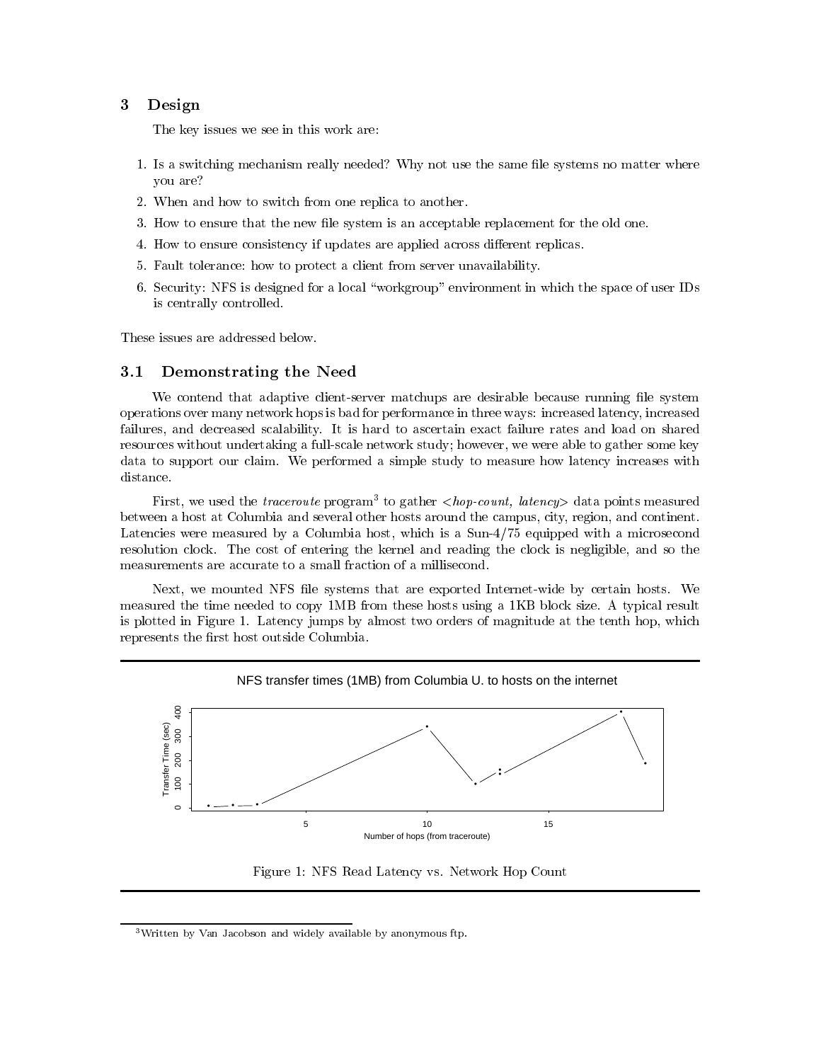## 3 Design

The key issues we see in this work are:

1. Is a switching mechanism really needed? Why not use the same file systems no matter where you are?
2. When and how to switch from one replica to another.
3. How to ensure that the new file system is an acceptable replacement for the old one.
4. How to ensure consistency if updates are applied across different replicas.
5. Fault tolerance: how to protect a client from server unavailability.
6. Security: NFS is designed for a local "workgroup" environment in which the space of user IDs is centrally controlled.

These issues are addressed below.

### 3.1 Demonstrating the Need

We contend that adaptive client-server matchups are desirable because running file system operations over many network hops is bad for performance in three ways: increased latency, increased failures, and decreased scalability. It is hard to ascertain exact failure rates and load on shared resources without undertaking a full-scale network study; however, we were able to gather some key data to support our claim. We performed a simple study to measure how latency increases with distance.

First, we used the *traceroute* program[3] to gather <*hop-count, latency*> data points measured between a host at Columbia and several other hosts around the campus, city, region, and continent. Latencies were measured by a Columbia host, which is a Sun-4/75 equipped with a microsecond resolution clock. The cost of entering the kernel and reading the clock is negligible, and so the measurements are accurate to a small fraction of a millisecond.

Next, we mounted NFS file systems that are exported Internet-wide by certain hosts. We measured the time needed to copy 1MB from these hosts using a 1KB block size. A typical result is plotted in Figure 1. Latency jumps by almost two orders of magnitude at the tenth hop, which represents the first host outside Columbia.

Figure 1: NFS Read Latency vs. Network Hop Count

[3] Written by Van Jacobson and widely available by anonymous ftp.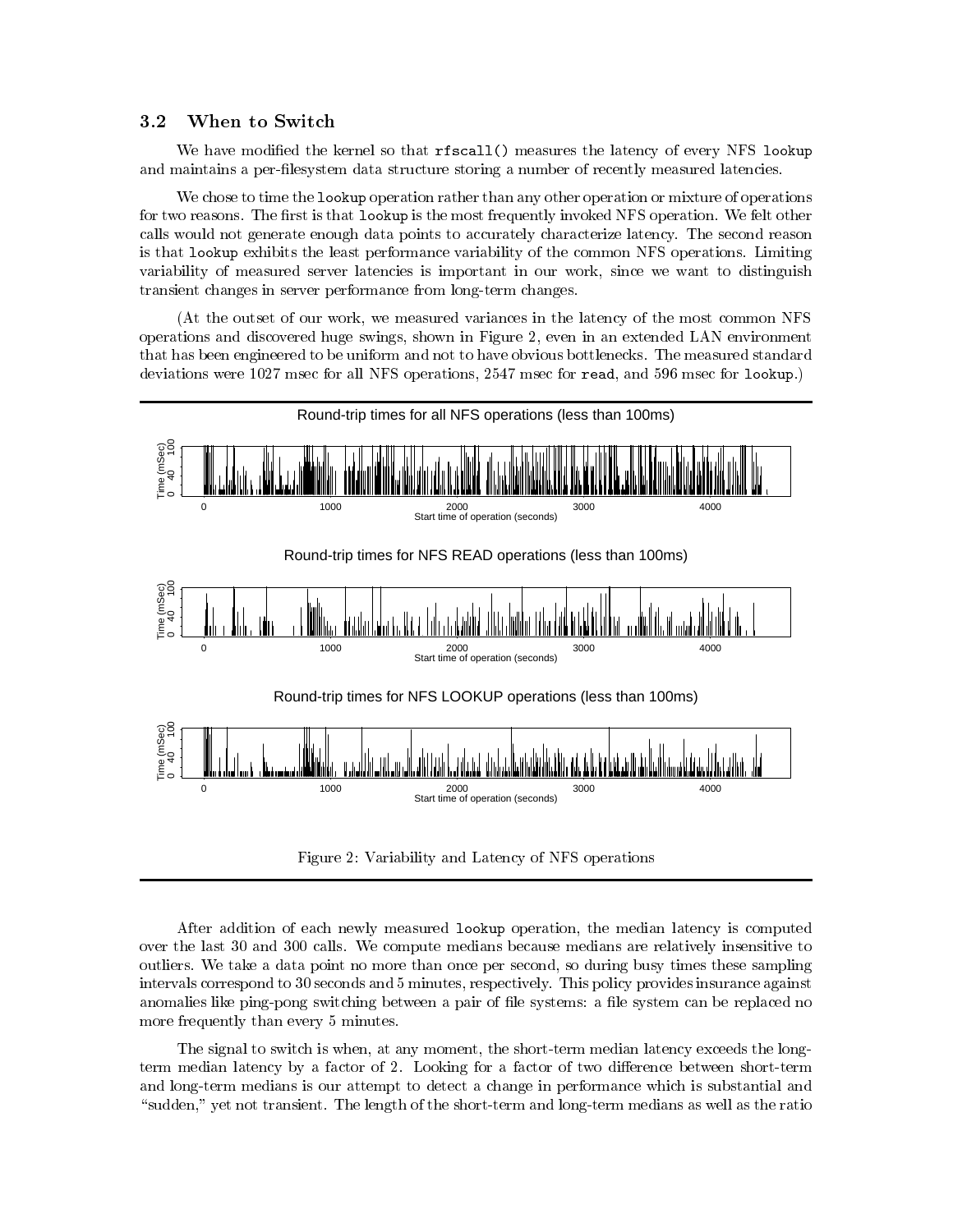### 3.2 When to Switch

We have modified the kernel so that `rfscall()` measures the latency of every NFS `lookup` and maintains a per-filesystem data structure storing a number of recently measured latencies.

We chose to time the `lookup` operation rather than any other operation or mixture of operations for two reasons. The first is that `lookup` is the most frequently invoked NFS operation. We felt other calls would not generate enough data points to accurately characterize latency. The second reason is that `lookup` exhibits the least performance variability of the common NFS operations. Limiting variability of measured server latencies is important in our work, since we want to distinguish transient changes in server performance from long-term changes.

(At the outset of our work, we measured variances in the latency of the most common NFS operations and discovered huge swings, shown in Figure 2, even in an extended LAN environment that has been engineered to be uniform and not to have obvious bottlenecks. The measured standard deviations were 1027 msec for all NFS operations, 2547 msec for `read`, and 596 msec for `lookup`.)

Figure 2: Variability and Latency of NFS operations

After addition of each newly measured `lookup` operation, the median latency is computed over the last 30 and 300 calls. We compute medians because medians are relatively insensitive to outliers. We take a data point no more than once per second, so during busy times these sampling intervals correspond to 30 seconds and 5 minutes, respectively. This policy provides insurance against anomalies like ping-pong switching between a pair of file systems: a file system can be replaced no more frequently than every 5 minutes.

The signal to switch is when, at any moment, the short-term median latency exceeds the long-term median latency by a factor of 2. Looking for a factor of two difference between short-term and long-term medians is our attempt to detect a change in performance which is substantial and "sudden," yet not transient. The length of the short-term and long-term medians as well as the ratio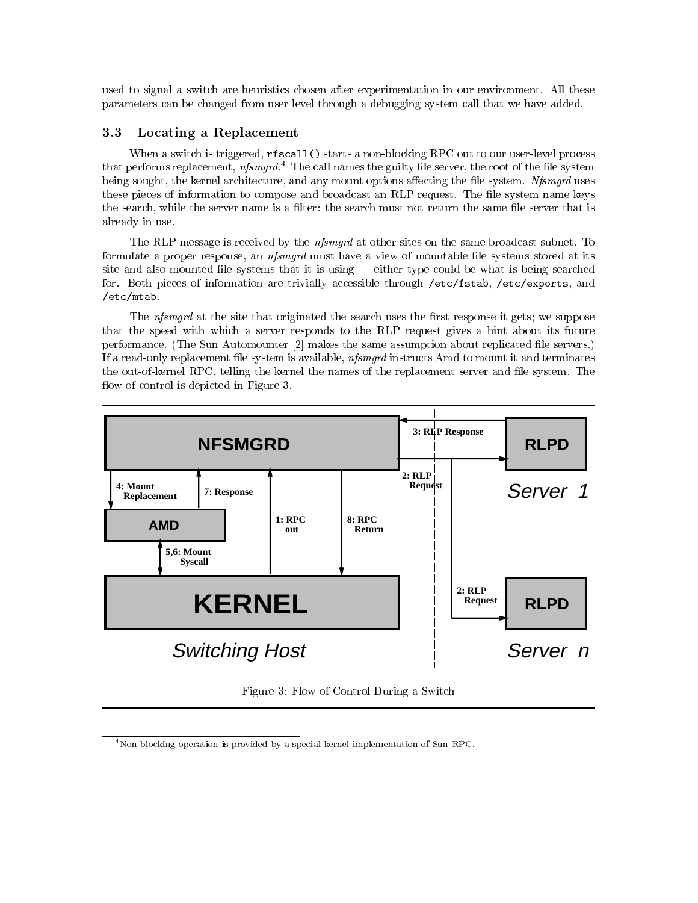used to signal a switch are heuristics chosen after experimentation in our environment. All these parameters can be changed from user level through a debugging system call that we have added.

### 3.3 Locating a Replacement

When a switch is triggered, `rfscall()` starts a non-blocking RPC out to our user-level process that performs replacement, *nfsmgrd*.[4] The call names the guilty file server, the root of the file system being sought, the kernel architecture, and any mount options affecting the file system. *Nfsmgrd* uses these pieces of information to compose and broadcast an RLP request. The file system name keys the search, while the server name is a filter: the search must not return the same file server that is already in use.

The RLP message is received by the *nfsmgrd* at other sites on the same broadcast subnet. To formulate a proper response, an *nfsmgrd* must have a view of mountable file systems stored at its site and also mounted file systems that it is using — either type could be what is being searched for. Both pieces of information are trivially accessible through `/etc/fstab`, `/etc/exports`, and `/etc/mtab`.

The *nfsmgrd* at the site that originated the search uses the first response it gets; we suppose that the speed with which a server responds to the RLP request gives a hint about its future performance. (The Sun Automounter [2] makes the same assumption about replicated file servers.) If a read-only replacement file system is available, *nfsmgrd* instructs Amd to mount it and terminates the out-of-kernel RPC, telling the kernel the names of the replacement server and file system. The flow of control is depicted in Figure 3.

Figure 3: Flow of Control During a Switch

[4] Non-blocking operation is provided by a special kernel implementation of Sun RPC.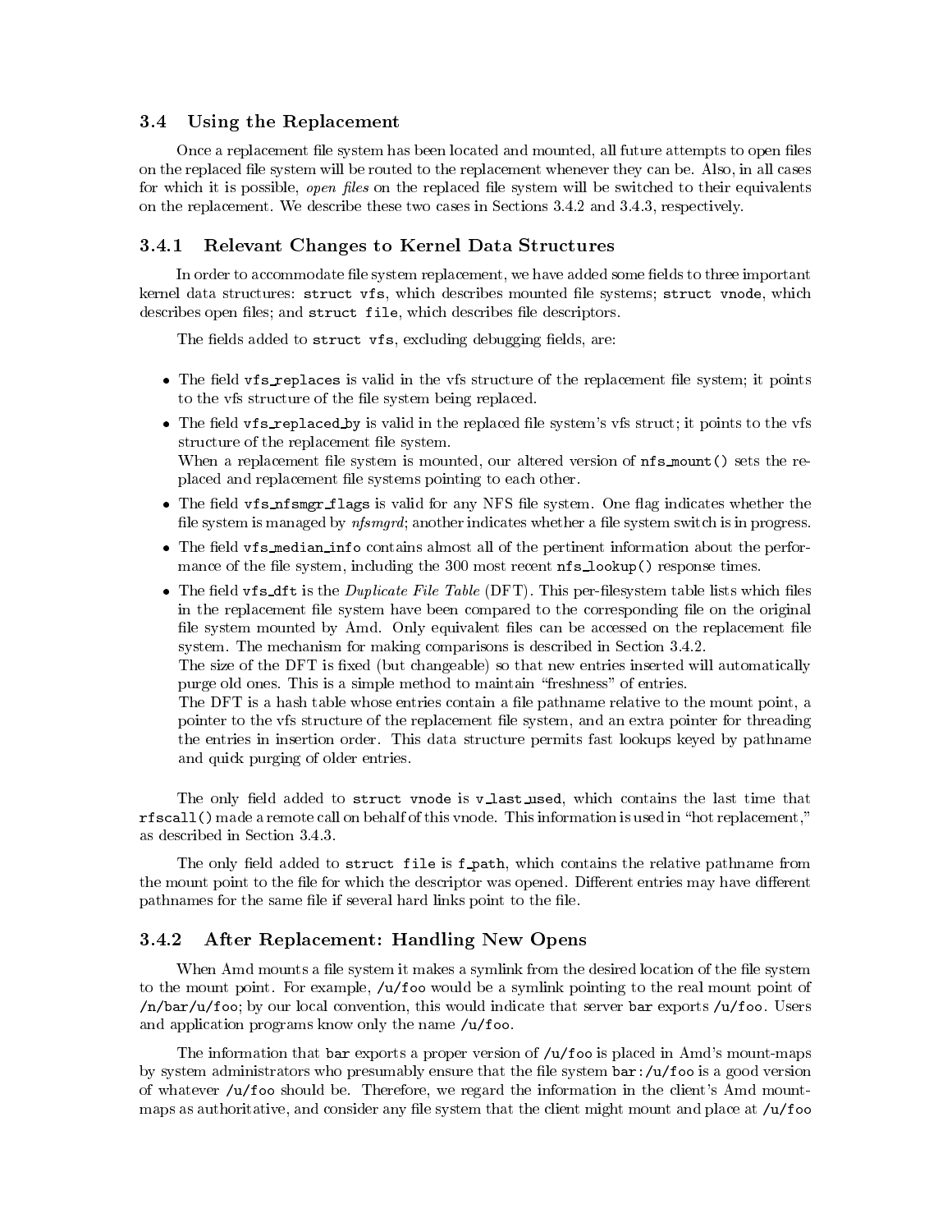### 3.4 Using the Replacement

Once a replacement file system has been located and mounted, all future attempts to open files on the replaced file system will be routed to the replacement whenever they can be. Also, in all cases for which it is possible, *open files* on the replaced file system will be switched to their equivalents on the replacement. We describe these two cases in Sections 3.4.2 and 3.4.3, respectively.

#### 3.4.1 Relevant Changes to Kernel Data Structures

In order to accommodate file system replacement, we have added some fields to three important kernel data structures: `struct vfs`, which describes mounted file systems; `struct vnode`, which describes open files; and `struct file`, which describes file descriptors.

The fields added to `struct vfs`, excluding debugging fields, are:

- The field `vfs_replaces` is valid in the vfs structure of the replacement file system; it points to the vfs structure of the file system being replaced.
- The field `vfs_replaced_by` is valid in the replaced file system's vfs struct; it points to the vfs structure of the replacement file system.
  When a replacement file system is mounted, our altered version of `nfs_mount()` sets the replaced and replacement file systems pointing to each other.
- The field `vfs_nfsmgr_flags` is valid for any NFS file system. One flag indicates whether the file system is managed by *nfsmgrd*; another indicates whether a file system switch is in progress.
- The field `vfs_median_info` contains almost all of the pertinent information about the performance of the file system, including the 300 most recent `nfs_lookup()` response times.
- The field `vfs_dft` is the *Duplicate File Table* (DFT). This per-filesystem table lists which files in the replacement file system have been compared to the corresponding file on the original file system mounted by Amd. Only equivalent files can be accessed on the replacement file system. The mechanism for making comparisons is described in Section 3.4.2.
  The size of the DFT is fixed (but changeable) so that new entries inserted will automatically purge old ones. This is a simple method to maintain "freshness" of entries.
  The DFT is a hash table whose entries contain a file pathname relative to the mount point, a pointer to the vfs structure of the replacement file system, and an extra pointer for threading the entries in insertion order. This data structure permits fast lookups keyed by pathname and quick purging of older entries.

The only field added to `struct vnode` is `v_last_used`, which contains the last time that `rfscall()` made a remote call on behalf of this vnode. This information is used in "hot replacement," as described in Section 3.4.3.

The only field added to `struct file` is `f_path`, which contains the relative pathname from the mount point to the file for which the descriptor was opened. Different entries may have different pathnames for the same file if several hard links point to the file.

#### 3.4.2 After Replacement: Handling New Opens

When Amd mounts a file system it makes a symlink from the desired location of the file system to the mount point. For example, `/u/foo` would be a symlink pointing to the real mount point of `/n/bar/u/foo`; by our local convention, this would indicate that server `bar` exports `/u/foo`. Users and application programs know only the name `/u/foo`.

The information that `bar` exports a proper version of `/u/foo` is placed in Amd's mount-maps by system administrators who presumably ensure that the file system `bar:/u/foo` is a good version of whatever `/u/foo` should be. Therefore, we regard the information in the client's Amd mount-maps as authoritative, and consider any file system that the client might mount and place at `/u/foo`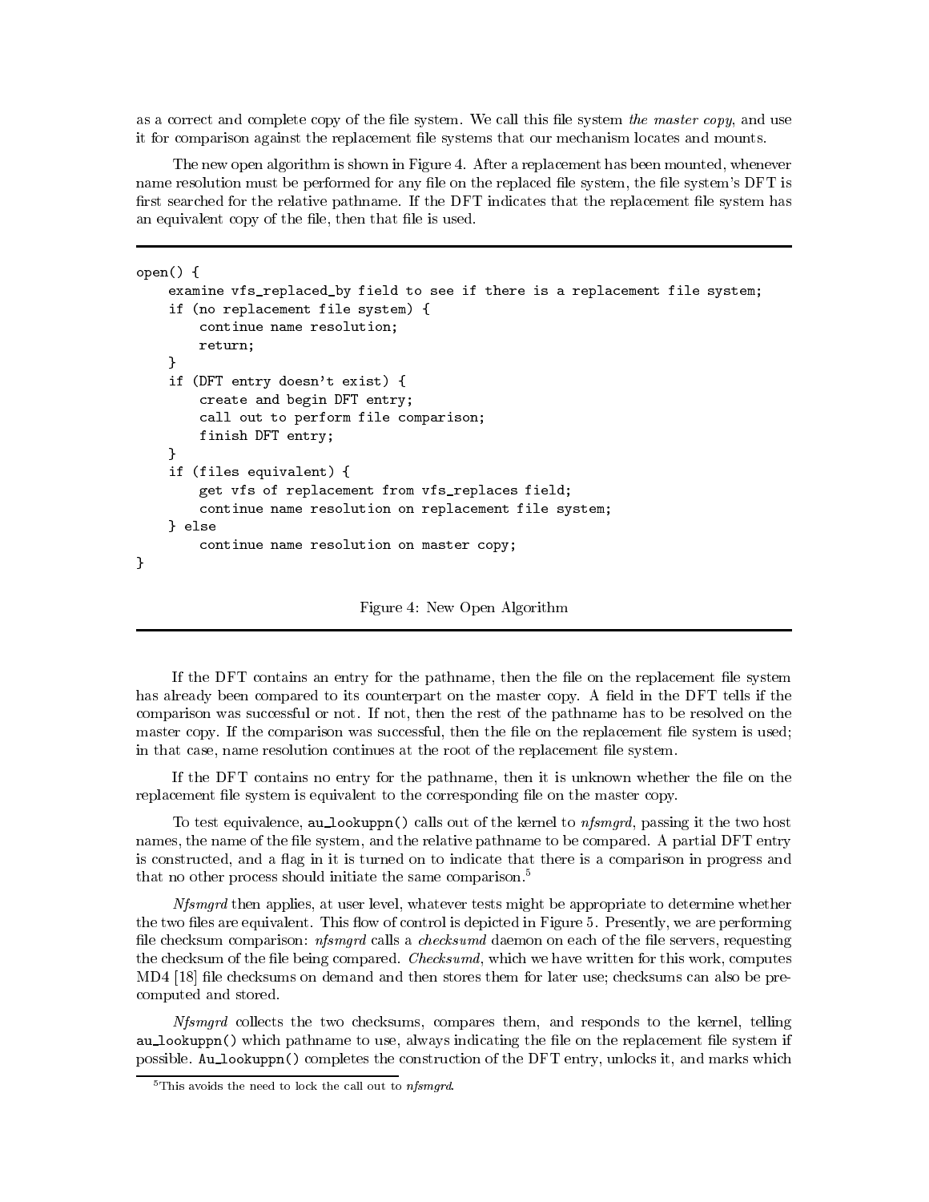as a correct and complete copy of the file system. We call this file system *the master copy*, and use it for comparison against the replacement file systems that our mechanism locates and mounts.

The new open algorithm is shown in Figure 4. After a replacement has been mounted, whenever name resolution must be performed for any file on the replaced file system, the file system's DFT is first searched for the relative pathname. If the DFT indicates that the replacement file system has an equivalent copy of the file, then that file is used.

```
open() {
    examine vfs_replaced_by field to see if there is a replacement file system;
    if (no replacement file system) {
        continue name resolution;
        return;
    }
    if (DFT entry doesn't exist) {
        create and begin DFT entry;
        call out to perform file comparison;
        finish DFT entry;
    }
    if (files equivalent) {
        get vfs of replacement from vfs_replaces field;
        continue name resolution on replacement file system;
    } else
        continue name resolution on master copy;
}
```

Figure 4: New Open Algorithm

If the DFT contains an entry for the pathname, then the file on the replacement file system has already been compared to its counterpart on the master copy. A field in the DFT tells if the comparison was successful or not. If not, then the rest of the pathname has to be resolved on the master copy. If the comparison was successful, then the file on the replacement file system is used; in that case, name resolution continues at the root of the replacement file system.

If the DFT contains no entry for the pathname, then it is unknown whether the file on the replacement file system is equivalent to the corresponding file on the master copy.

To test equivalence, `au_lookuppn()` calls out of the kernel to *nfsmgrd*, passing it the two host names, the name of the file system, and the relative pathname to be compared. A partial DFT entry is constructed, and a flag in it is turned on to indicate that there is a comparison in progress and that no other process should initiate the same comparison.[5]

*Nfsmgrd* then applies, at user level, whatever tests might be appropriate to determine whether the two files are equivalent. This flow of control is depicted in Figure 5. Presently, we are performing file checksum comparison: *nfsmgrd* calls a *checksumd* daemon on each of the file servers, requesting the checksum of the file being compared. *Checksumd*, which we have written for this work, computes MD4 [18] file checksums on demand and then stores them for later use; checksums can also be pre-computed and stored.

*Nfsmgrd* collects the two checksums, compares them, and responds to the kernel, telling `au_lookuppn()` which pathname to use, always indicating the file on the replacement file system if possible. `Au_lookuppn()` completes the construction of the DFT entry, unlocks it, and marks which

[5] This avoids the need to lock the call out to *nfsmgrd*.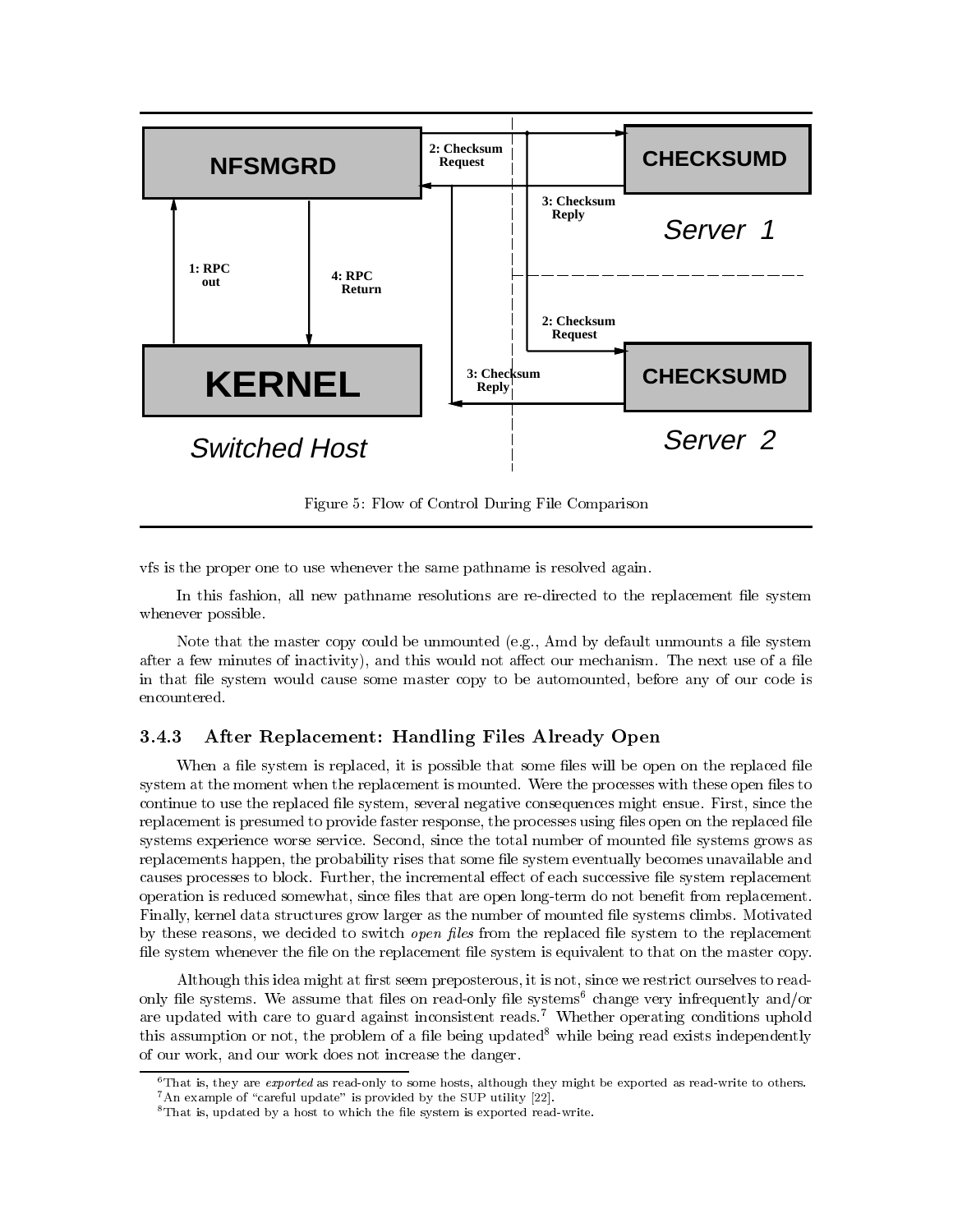Figure 5: Flow of Control During File Comparison

vfs is the proper one to use whenever the same pathname is resolved again.

In this fashion, all new pathname resolutions are re-directed to the replacement file system whenever possible.

Note that the master copy could be unmounted (e.g., Amd by default unmounts a file system after a few minutes of inactivity), and this would not affect our mechanism. The next use of a file in that file system would cause some master copy to be automounted, before any of our code is encountered.

### 3.4.3 After Replacement: Handling Files Already Open

When a file system is replaced, it is possible that some files will be open on the replaced file system at the moment when the replacement is mounted. Were the processes with these open files to continue to use the replaced file system, several negative consequences might ensue. First, since the replacement is presumed to provide faster response, the processes using files open on the replaced file systems experience worse service. Second, since the total number of mounted file systems grows as replacements happen, the probability rises that some file system eventually becomes unavailable and causes processes to block. Further, the incremental effect of each successive file system replacement operation is reduced somewhat, since files that are open long-term do not benefit from replacement. Finally, kernel data structures grow larger as the number of mounted file systems climbs. Motivated by these reasons, we decided to switch *open files* from the replaced file system to the replacement file system whenever the file on the replacement file system is equivalent to that on the master copy.

Although this idea might at first seem preposterous, it is not, since we restrict ourselves to read-only file systems. We assume that files on read-only file systems[6] change very infrequently and/or are updated with care to guard against inconsistent reads.[7] Whether operating conditions uphold this assumption or not, the problem of a file being updated[8] while being read exists independently of our work, and our work does not increase the danger.

[6] That is, they are *exported* as read-only to some hosts, although they might be exported as read-write to others.

[7] An example of "careful update" is provided by the SUP utility [22].

[8] That is, updated by a host to which the file system is exported read-write.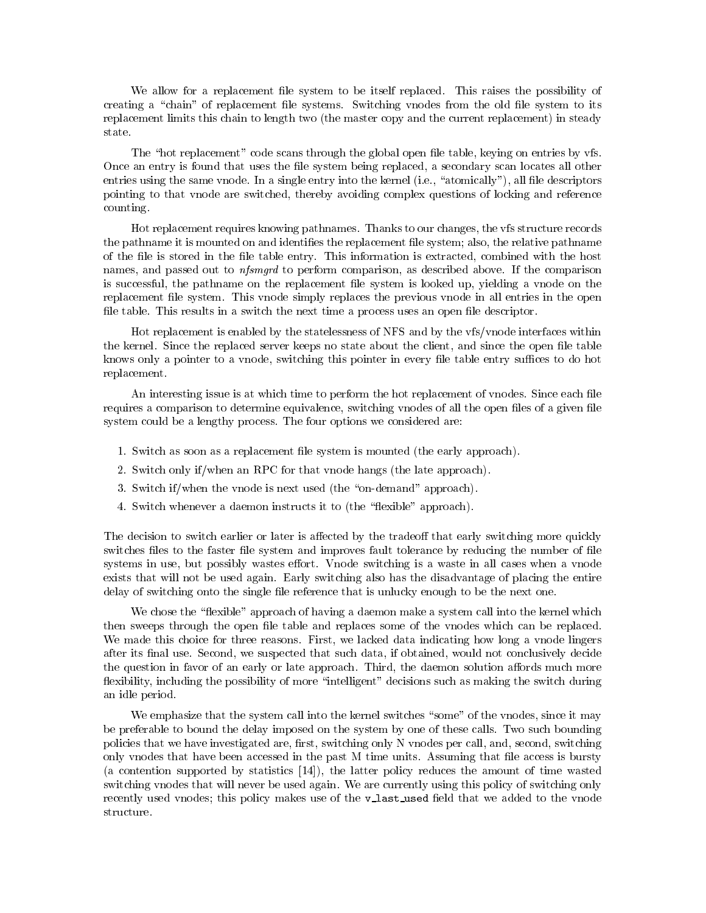We allow for a replacement file system to be itself replaced. This raises the possibility of creating a "chain" of replacement file systems. Switching vnodes from the old file system to its replacement limits this chain to length two (the master copy and the current replacement) in steady state.

The "hot replacement" code scans through the global open file table, keying on entries by vfs. Once an entry is found that uses the file system being replaced, a secondary scan locates all other entries using the same vnode. In a single entry into the kernel (i.e., "atomically"), all file descriptors pointing to that vnode are switched, thereby avoiding complex questions of locking and reference counting.

Hot replacement requires knowing pathnames. Thanks to our changes, the vfs structure records the pathname it is mounted on and identifies the replacement file system; also, the relative pathname of the file is stored in the file table entry. This information is extracted, combined with the host names, and passed out to *nfsmgrd* to perform comparison, as described above. If the comparison is successful, the pathname on the replacement file system is looked up, yielding a vnode on the replacement file system. This vnode simply replaces the previous vnode in all entries in the open file table. This results in a switch the next time a process uses an open file descriptor.

Hot replacement is enabled by the statelessness of NFS and by the vfs/vnode interfaces within the kernel. Since the replaced server keeps no state about the client, and since the open file table knows only a pointer to a vnode, switching this pointer in every file table entry suffices to do hot replacement.

An interesting issue is at which time to perform the hot replacement of vnodes. Since each file requires a comparison to determine equivalence, switching vnodes of all the open files of a given file system could be a lengthy process. The four options we considered are:

1. Switch as soon as a replacement file system is mounted (the early approach).
2. Switch only if/when an RPC for that vnode hangs (the late approach).
3. Switch if/when the vnode is next used (the "on-demand" approach).
4. Switch whenever a daemon instructs it to (the "flexible" approach).

The decision to switch earlier or later is affected by the tradeoff that early switching more quickly switches files to the faster file system and improves fault tolerance by reducing the number of file systems in use, but possibly wastes effort. Vnode switching is a waste in all cases when a vnode exists that will not be used again. Early switching also has the disadvantage of placing the entire delay of switching onto the single file reference that is unlucky enough to be the next one.

We chose the "flexible" approach of having a daemon make a system call into the kernel which then sweeps through the open file table and replaces some of the vnodes which can be replaced. We made this choice for three reasons. First, we lacked data indicating how long a vnode lingers after its final use. Second, we suspected that such data, if obtained, would not conclusively decide the question in favor of an early or late approach. Third, the daemon solution affords much more flexibility, including the possibility of more "intelligent" decisions such as making the switch during an idle period.

We emphasize that the system call into the kernel switches "some" of the vnodes, since it may be preferable to bound the delay imposed on the system by one of these calls. Two such bounding policies that we have investigated are, first, switching only N vnodes per call, and, second, switching only vnodes that have been accessed in the past M time units. Assuming that file access is bursty (a contention supported by statistics [14]), the latter policy reduces the amount of time wasted switching vnodes that will never be used again. We are currently using this policy of switching only recently used vnodes; this policy makes use of the `v_last_used` field that we added to the vnode structure.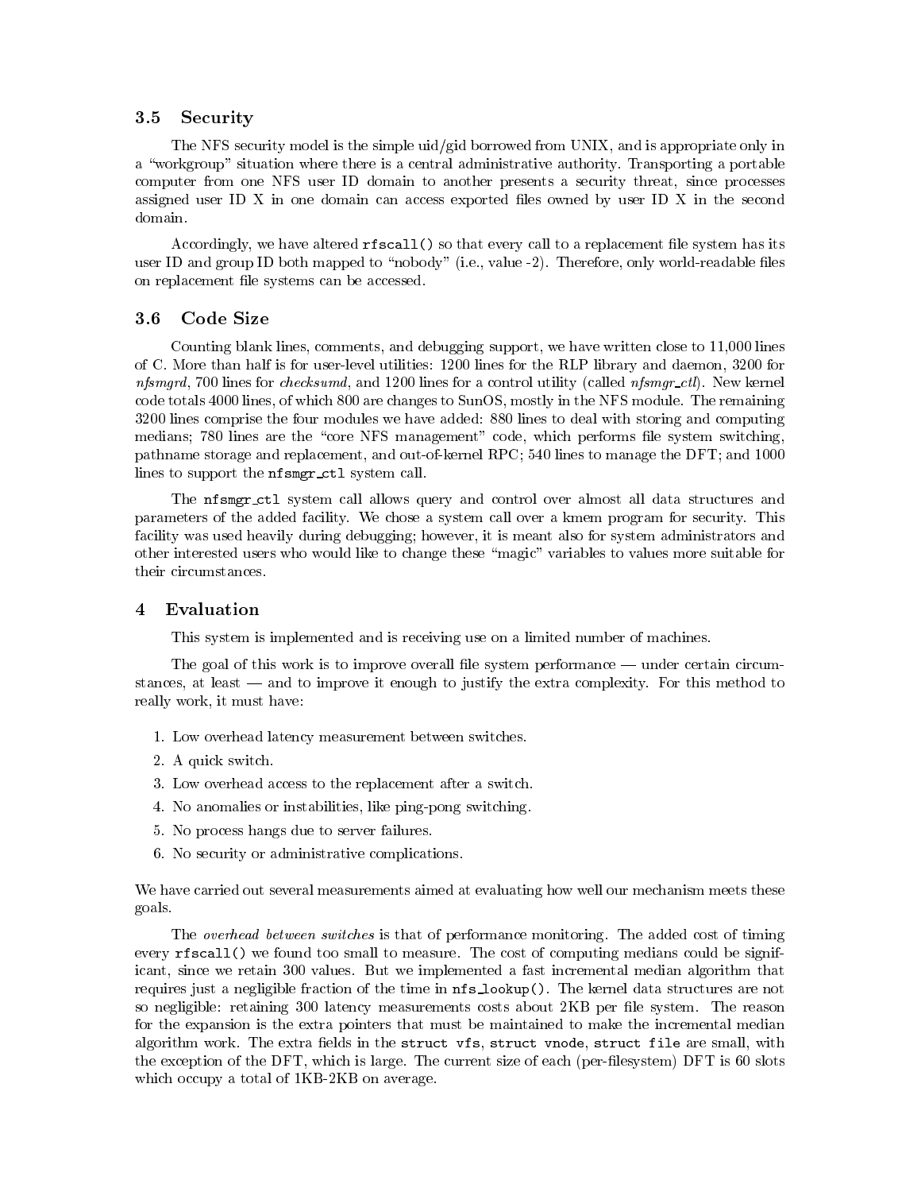### 3.5 Security

The NFS security model is the simple uid/gid borrowed from UNIX, and is appropriate only in a "workgroup" situation where there is a central administrative authority. Transporting a portable computer from one NFS user ID domain to another presents a security threat, since processes assigned user ID X in one domain can access exported files owned by user ID X in the second domain.

Accordingly, we have altered `rfscall()` so that every call to a replacement file system has its user ID and group ID both mapped to "nobody" (i.e., value -2). Therefore, only world-readable files on replacement file systems can be accessed.

### 3.6 Code Size

Counting blank lines, comments, and debugging support, we have written close to 11,000 lines of C. More than half is for user-level utilities: 1200 lines for the RLP library and daemon, 3200 for *nfsmgrd*, 700 lines for *checksumd*, and 1200 lines for a control utility (called *nfsmgr_ctl*). New kernel code totals 4000 lines, of which 800 are changes to SunOS, mostly in the NFS module. The remaining 3200 lines comprise the four modules we have added: 880 lines to deal with storing and computing medians; 780 lines are the "core NFS management" code, which performs file system switching, pathname storage and replacement, and out-of-kernel RPC; 540 lines to manage the DFT; and 1000 lines to support the `nfsmgr_ctl` system call.

The `nfsmgr_ctl` system call allows query and control over almost all data structures and parameters of the added facility. We chose a system call over a kmem program for security. This facility was used heavily during debugging; however, it is meant also for system administrators and other interested users who would like to change these "magic" variables to values more suitable for their circumstances.

## 4 Evaluation

This system is implemented and is receiving use on a limited number of machines.

The goal of this work is to improve overall file system performance — under certain circumstances, at least — and to improve it enough to justify the extra complexity. For this method to really work, it must have:

1. Low overhead latency measurement between switches.
2. A quick switch.
3. Low overhead access to the replacement after a switch.
4. No anomalies or instabilities, like ping-pong switching.
5. No process hangs due to server failures.
6. No security or administrative complications.

We have carried out several measurements aimed at evaluating how well our mechanism meets these goals.

The *overhead between switches* is that of performance monitoring. The added cost of timing every `rfscall()` we found too small to measure. The cost of computing medians could be significant, since we retain 300 values. But we implemented a fast incremental median algorithm that requires just a negligible fraction of the time in `nfs_lookup()`. The kernel data structures are not so negligible: retaining 300 latency measurements costs about 2KB per file system. The reason for the expansion is the extra pointers that must be maintained to make the incremental median algorithm work. The extra fields in the `struct vfs`, `struct vnode`, `struct file` are small, with the exception of the DFT, which is large. The current size of each (per-filesystem) DFT is 60 slots which occupy a total of 1KB-2KB on average.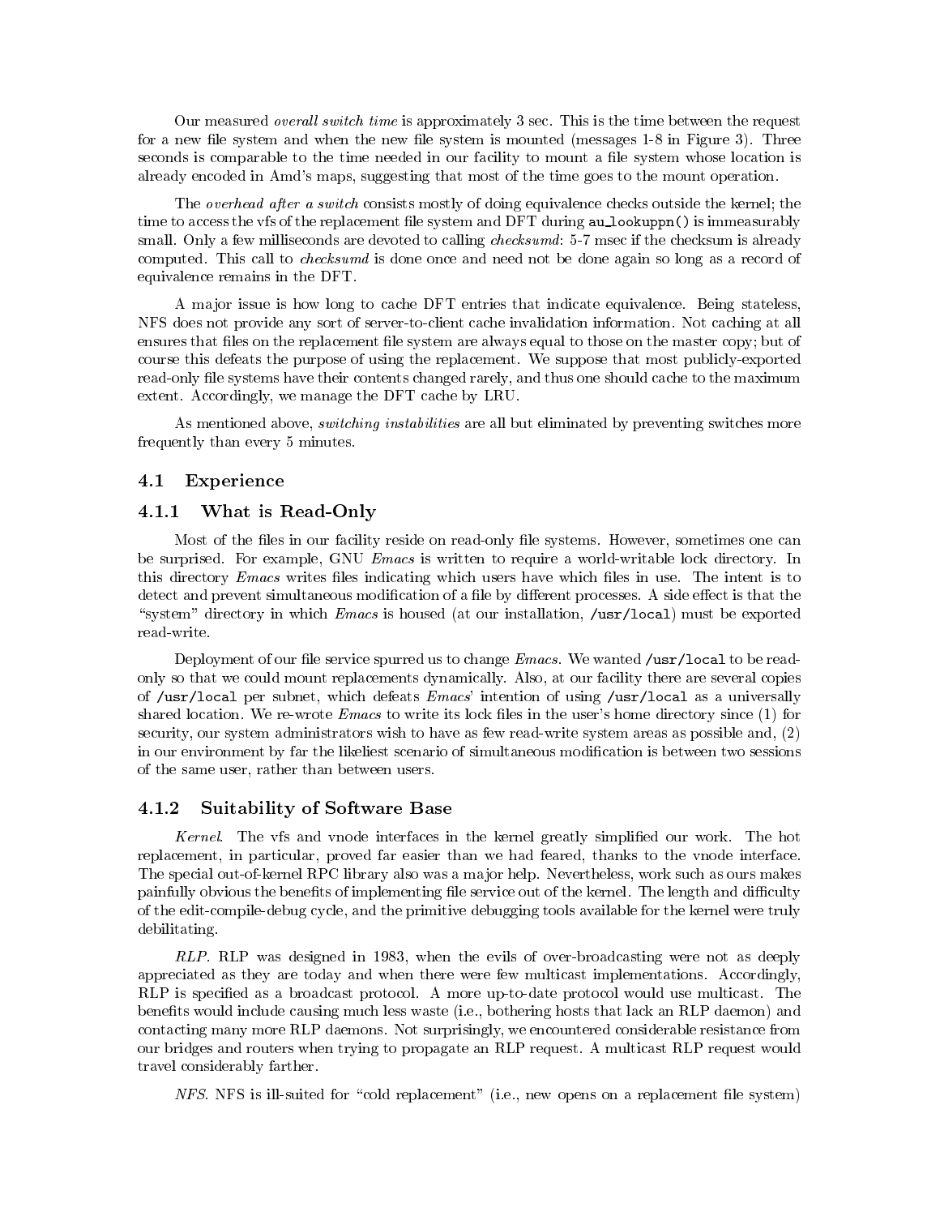Our measured *overall switch time* is approximately 3 sec. This is the time between the request for a new file system and when the new file system is mounted (messages 1-8 in Figure 3). Three seconds is comparable to the time needed in our facility to mount a file system whose location is already encoded in Amd's maps, suggesting that most of the time goes to the mount operation.

The *overhead after a switch* consists mostly of doing equivalence checks outside the kernel; the time to access the vfs of the replacement file system and DFT during `au_lookuppn()` is immeasurably small. Only a few milliseconds are devoted to calling *checksumd*: 5-7 msec if the checksum is already computed. This call to *checksumd* is done once and need not be done again so long as a record of equivalence remains in the DFT.

A major issue is how long to cache DFT entries that indicate equivalence. Being stateless, NFS does not provide any sort of server-to-client cache invalidation information. Not caching at all ensures that files on the replacement file system are always equal to those on the master copy; but of course this defeats the purpose of using the replacement. We suppose that most publicly-exported read-only file systems have their contents changed rarely, and thus one should cache to the maximum extent. Accordingly, we manage the DFT cache by LRU.

As mentioned above, *switching instabilities* are all but eliminated by preventing switches more frequently than every 5 minutes.

## 4.1 Experience

### 4.1.1 What is Read-Only

Most of the files in our facility reside on read-only file systems. However, sometimes one can be surprised. For example, GNU *Emacs* is written to require a world-writable lock directory. In this directory *Emacs* writes files indicating which users have which files in use. The intent is to detect and prevent simultaneous modification of a file by different processes. A side effect is that the "system" directory in which *Emacs* is housed (at our installation, `/usr/local`) must be exported read-write.

Deployment of our file service spurred us to change *Emacs*. We wanted `/usr/local` to be read-only so that we could mount replacements dynamically. Also, at our facility there are several copies of `/usr/local` per subnet, which defeats *Emacs*' intention of using `/usr/local` as a universally shared location. We re-wrote *Emacs* to write its lock files in the user's home directory since (1) for security, our system administrators wish to have as few read-write system areas as possible and, (2) in our environment by far the likeliest scenario of simultaneous modification is between two sessions of the same user, rather than between users.

### 4.1.2 Suitability of Software Base

*Kernel*. The vfs and vnode interfaces in the kernel greatly simplified our work. The hot replacement, in particular, proved far easier than we had feared, thanks to the vnode interface. The special out-of-kernel RPC library also was a major help. Nevertheless, work such as ours makes painfully obvious the benefits of implementing file service out of the kernel. The length and difficulty of the edit-compile-debug cycle, and the primitive debugging tools available for the kernel were truly debilitating.

*RLP*. RLP was designed in 1983, when the evils of over-broadcasting were not as deeply appreciated as they are today and when there were few multicast implementations. Accordingly, RLP is specified as a broadcast protocol. A more up-to-date protocol would use multicast. The benefits would include causing much less waste (i.e., bothering hosts that lack an RLP daemon) and contacting many more RLP daemons. Not surprisingly, we encountered considerable resistance from our bridges and routers when trying to propagate an RLP request. A multicast RLP request would travel considerably farther.

*NFS*. NFS is ill-suited for "cold replacement" (i.e., new opens on a replacement file system)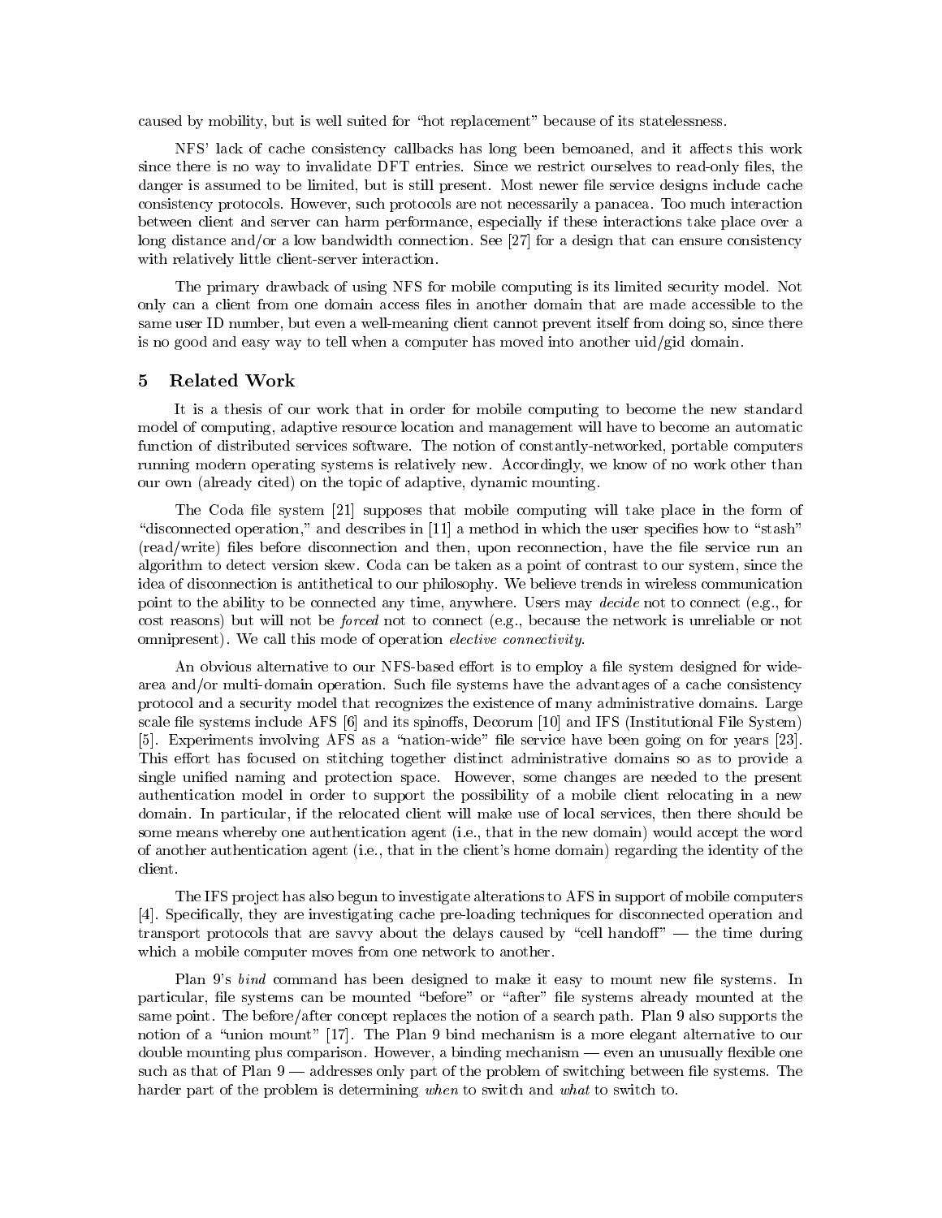caused by mobility, but is well suited for "hot replacement" because of its statelessness.

NFS' lack of cache consistency callbacks has long been bemoaned, and it affects this work since there is no way to invalidate DFT entries. Since we restrict ourselves to read-only files, the danger is assumed to be limited, but is still present. Most newer file service designs include cache consistency protocols. However, such protocols are not necessarily a panacea. Too much interaction between client and server can harm performance, especially if these interactions take place over a long distance and/or a low bandwidth connection. See [27] for a design that can ensure consistency with relatively little client-server interaction.

The primary drawback of using NFS for mobile computing is its limited security model. Not only can a client from one domain access files in another domain that are made accessible to the same user ID number, but even a well-meaning client cannot prevent itself from doing so, since there is no good and easy way to tell when a computer has moved into another uid/gid domain.

## 5 Related Work

It is a thesis of our work that in order for mobile computing to become the new standard model of computing, adaptive resource location and management will have to become an automatic function of distributed services software. The notion of constantly-networked, portable computers running modern operating systems is relatively new. Accordingly, we know of no work other than our own (already cited) on the topic of adaptive, dynamic mounting.

The Coda file system [21] supposes that mobile computing will take place in the form of "disconnected operation," and describes in [11] a method in which the user specifies how to "stash" (read/write) files before disconnection and then, upon reconnection, have the file service run an algorithm to detect version skew. Coda can be taken as a point of contrast to our system, since the idea of disconnection is antithetical to our philosophy. We believe trends in wireless communication point to the ability to be connected any time, anywhere. Users may *decide* not to connect (e.g., for cost reasons) but will not be *forced* not to connect (e.g., because the network is unreliable or not omnipresent). We call this mode of operation *elective connectivity*.

An obvious alternative to our NFS-based effort is to employ a file system designed for wide-area and/or multi-domain operation. Such file systems have the advantages of a cache consistency protocol and a security model that recognizes the existence of many administrative domains. Large scale file systems include AFS [6] and its spinoffs, Decorum [10] and IFS (Institutional File System) [5]. Experiments involving AFS as a "nation-wide" file service have been going on for years [23]. This effort has focused on stitching together distinct administrative domains so as to provide a single unified naming and protection space. However, some changes are needed to the present authentication model in order to support the possibility of a mobile client relocating in a new domain. In particular, if the relocated client will make use of local services, then there should be some means whereby one authentication agent (i.e., that in the new domain) would accept the word of another authentication agent (i.e., that in the client's home domain) regarding the identity of the client.

The IFS project has also begun to investigate alterations to AFS in support of mobile computers [4]. Specifically, they are investigating cache pre-loading techniques for disconnected operation and transport protocols that are savvy about the delays caused by "cell handoff" — the time during which a mobile computer moves from one network to another.

Plan 9's *bind* command has been designed to make it easy to mount new file systems. In particular, file systems can be mounted "before" or "after" file systems already mounted at the same point. The before/after concept replaces the notion of a search path. Plan 9 also supports the notion of a "union mount" [17]. The Plan 9 bind mechanism is a more elegant alternative to our double mounting plus comparison. However, a binding mechanism — even an unusually flexible one such as that of Plan 9 — addresses only part of the problem of switching between file systems. The harder part of the problem is determining *when* to switch and *what* to switch to.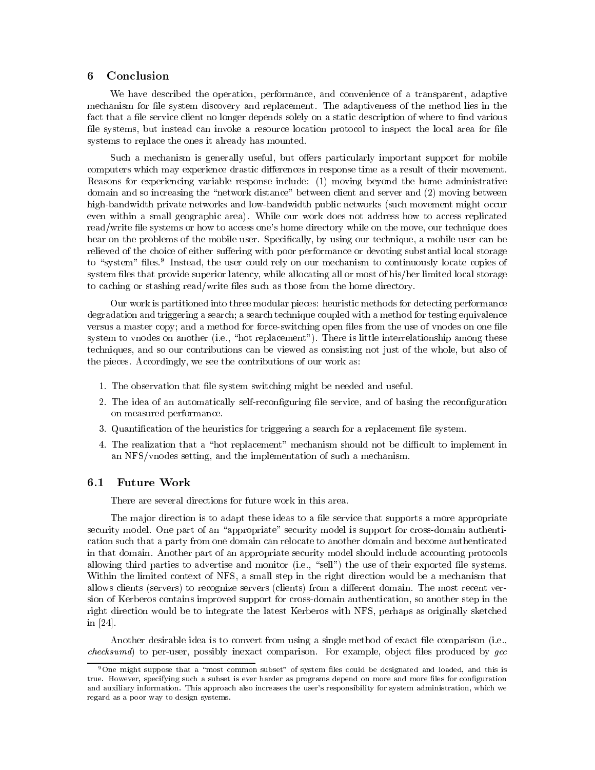## 6 Conclusion

We have described the operation, performance, and convenience of a transparent, adaptive mechanism for file system discovery and replacement. The adaptiveness of the method lies in the fact that a file service client no longer depends solely on a static description of where to find various file systems, but instead can invoke a resource location protocol to inspect the local area for file systems to replace the ones it already has mounted.

Such a mechanism is generally useful, but offers particularly important support for mobile computers which may experience drastic differences in response time as a result of their movement. Reasons for experiencing variable response include: (1) moving beyond the home administrative domain and so increasing the "network distance" between client and server and (2) moving between high-bandwidth private networks and low-bandwidth public networks (such movement might occur even within a small geographic area). While our work does not address how to access replicated read/write file systems or how to access one's home directory while on the move, our technique does bear on the problems of the mobile user. Specifically, by using our technique, a mobile user can be relieved of the choice of either suffering with poor performance or devoting substantial local storage to "system" files.[9] Instead, the user could rely on our mechanism to continuously locate copies of system files that provide superior latency, while allocating all or most of his/her limited local storage to caching or stashing read/write files such as those from the home directory.

Our work is partitioned into three modular pieces: heuristic methods for detecting performance degradation and triggering a search; a search technique coupled with a method for testing equivalence versus a master copy; and a method for force-switching open files from the use of vnodes on one file system to vnodes on another (i.e., "hot replacement"). There is little interrelationship among these techniques, and so our contributions can be viewed as consisting not just of the whole, but also of the pieces. Accordingly, we see the contributions of our work as:

1. The observation that file system switching might be needed and useful.
2. The idea of an automatically self-reconfiguring file service, and of basing the reconfiguration on measured performance.
3. Quantification of the heuristics for triggering a search for a replacement file system.
4. The realization that a "hot replacement" mechanism should not be difficult to implement in an NFS/vnodes setting, and the implementation of such a mechanism.

### 6.1 Future Work

There are several directions for future work in this area.

The major direction is to adapt these ideas to a file service that supports a more appropriate security model. One part of an "appropriate" security model is support for cross-domain authentication such that a party from one domain can relocate to another domain and become authenticated in that domain. Another part of an appropriate security model should include accounting protocols allowing third parties to advertise and monitor (i.e., "sell") the use of their exported file systems. Within the limited context of NFS, a small step in the right direction would be a mechanism that allows clients (servers) to recognize servers (clients) from a different domain. The most recent version of Kerberos contains improved support for cross-domain authentication, so another step in the right direction would be to integrate the latest Kerberos with NFS, perhaps as originally sketched in [24].

Another desirable idea is to convert from using a single method of exact file comparison (i.e., *checksumd*) to per-user, possibly inexact comparison. For example, object files produced by *gcc*

[9] One might suppose that a "most common subset" of system files could be designated and loaded, and this is true. However, specifying such a subset is ever harder as programs depend on more and more files for configuration and auxiliary information. This approach also increases the user's responsibility for system administration, which we regard as a poor way to design systems.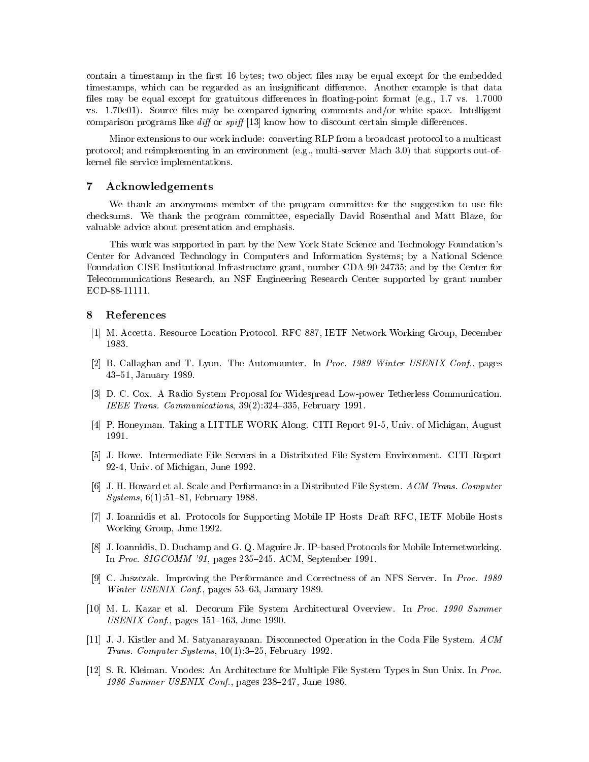contain a timestamp in the first 16 bytes; two object files may be equal except for the embedded timestamps, which can be regarded as an insignificant difference. Another example is that data files may be equal except for gratuitous differences in floating-point format (e.g., 1.7 vs. 1.7000 vs. 1.70e01). Source files may be compared ignoring comments and/or white space. Intelligent comparison programs like *diff* or *spiff* [13] know how to discount certain simple differences.

Minor extensions to our work include: converting RLP from a broadcast protocol to a multicast protocol; and reimplementing in an environment (e.g., multi-server Mach 3.0) that supports out-of-kernel file service implementations.

## 7 Acknowledgements

We thank an anonymous member of the program committee for the suggestion to use file checksums. We thank the program committee, especially David Rosenthal and Matt Blaze, for valuable advice about presentation and emphasis.

This work was supported in part by the New York State Science and Technology Foundation's Center for Advanced Technology in Computers and Information Systems; by a National Science Foundation CISE Institutional Infrastructure grant, number CDA-90-24735; and by the Center for Telecommunications Research, an NSF Engineering Research Center supported by grant number ECD-88-11111.

## 8 References

[1] M. Accetta. Resource Location Protocol. RFC 887, IETF Network Working Group, December 1983.

[2] B. Callaghan and T. Lyon. The Automounter. In *Proc. 1989 Winter USENIX Conf.*, pages 43–51, January 1989.

[3] D. C. Cox. A Radio System Proposal for Widespread Low-power Tetherless Communication. *IEEE Trans. Communications*, 39(2):324–335, February 1991.

[4] P. Honeyman. Taking a LITTLE WORK Along. CITI Report 91-5, Univ. of Michigan, August 1991.

[5] J. Howe. Intermediate File Servers in a Distributed File System Environment. CITI Report 92-4, Univ. of Michigan, June 1992.

[6] J. H. Howard et al. Scale and Performance in a Distributed File System. *ACM Trans. Computer Systems*, 6(1):51–81, February 1988.

[7] J. Ioannidis et al. Protocols for Supporting Mobile IP Hosts Draft RFC, IETF Mobile Hosts Working Group, June 1992.

[8] J. Ioannidis, D. Duchamp and G. Q. Maguire Jr. IP-based Protocols for Mobile Internetworking. In *Proc. SIGCOMM '91*, pages 235–245. ACM, September 1991.

[9] C. Juszczak. Improving the Performance and Correctness of an NFS Server. In *Proc. 1989 Winter USENIX Conf.*, pages 53–63, January 1989.

[10] M. L. Kazar et al. Decorum File System Architectural Overview. In *Proc. 1990 Summer USENIX Conf.*, pages 151–163, June 1990.

[11] J. J. Kistler and M. Satyanarayanan. Disconnected Operation in the Coda File System. *ACM Trans. Computer Systems*, 10(1):3–25, February 1992.

[12] S. R. Kleiman. Vnodes: An Architecture for Multiple File System Types in Sun Unix. In *Proc. 1986 Summer USENIX Conf.*, pages 238–247, June 1986.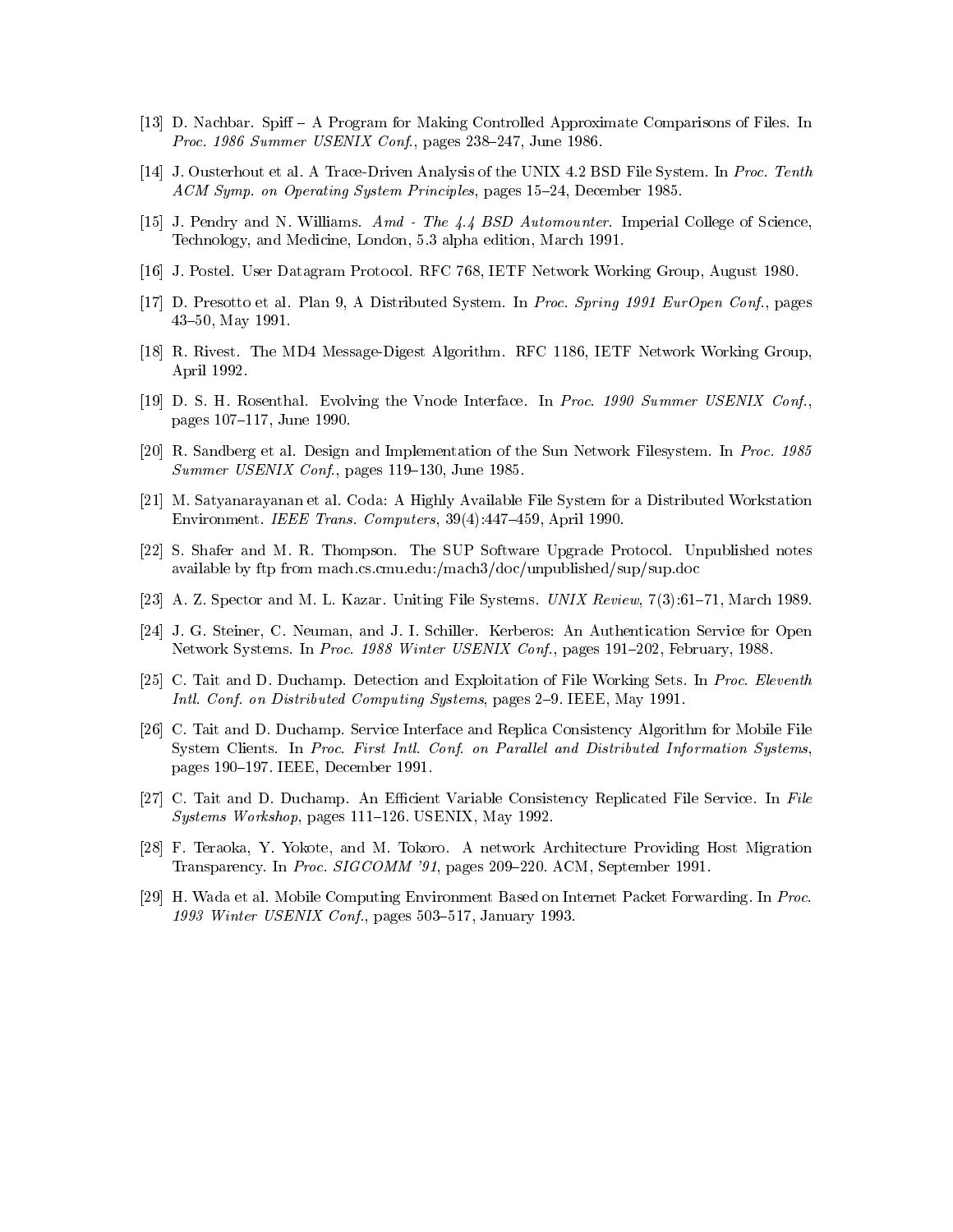[13] D. Nachbar. Spiff – A Program for Making Controlled Approximate Comparisons of Files. In *Proc. 1986 Summer USENIX Conf.*, pages 238–247, June 1986.

[14] J. Ousterhout et al. A Trace-Driven Analysis of the UNIX 4.2 BSD File System. In *Proc. Tenth ACM Symp. on Operating System Principles*, pages 15–24, December 1985.

[15] J. Pendry and N. Williams. *Amd - The 4.4 BSD Automounter*. Imperial College of Science, Technology, and Medicine, London, 5.3 alpha edition, March 1991.

[16] J. Postel. User Datagram Protocol. RFC 768, IETF Network Working Group, August 1980.

[17] D. Presotto et al. Plan 9, A Distributed System. In *Proc. Spring 1991 EurOpen Conf.*, pages 43–50, May 1991.

[18] R. Rivest. The MD4 Message-Digest Algorithm. RFC 1186, IETF Network Working Group, April 1992.

[19] D. S. H. Rosenthal. Evolving the Vnode Interface. In *Proc. 1990 Summer USENIX Conf.*, pages 107–117, June 1990.

[20] R. Sandberg et al. Design and Implementation of the Sun Network Filesystem. In *Proc. 1985 Summer USENIX Conf.*, pages 119–130, June 1985.

[21] M. Satyanarayanan et al. Coda: A Highly Available File System for a Distributed Workstation Environment. *IEEE Trans. Computers*, 39(4):447–459, April 1990.

[22] S. Shafer and M. R. Thompson. The SUP Software Upgrade Protocol. Unpublished notes available by ftp from mach.cs.cmu.edu:/mach3/doc/unpublished/sup/sup.doc

[23] A. Z. Spector and M. L. Kazar. Uniting File Systems. *UNIX Review*, 7(3):61–71, March 1989.

[24] J. G. Steiner, C. Neuman, and J. I. Schiller. Kerberos: An Authentication Service for Open Network Systems. In *Proc. 1988 Winter USENIX Conf.*, pages 191–202, February, 1988.

[25] C. Tait and D. Duchamp. Detection and Exploitation of File Working Sets. In *Proc. Eleventh Intl. Conf. on Distributed Computing Systems*, pages 2–9. IEEE, May 1991.

[26] C. Tait and D. Duchamp. Service Interface and Replica Consistency Algorithm for Mobile File System Clients. In *Proc. First Intl. Conf. on Parallel and Distributed Information Systems*, pages 190–197. IEEE, December 1991.

[27] C. Tait and D. Duchamp. An Efficient Variable Consistency Replicated File Service. In *File Systems Workshop*, pages 111–126. USENIX, May 1992.

[28] F. Teraoka, Y. Yokote, and M. Tokoro. A network Architecture Providing Host Migration Transparency. In *Proc. SIGCOMM '91*, pages 209–220. ACM, September 1991.

[29] H. Wada et al. Mobile Computing Environment Based on Internet Packet Forwarding. In *Proc. 1993 Winter USENIX Conf.*, pages 503–517, January 1993.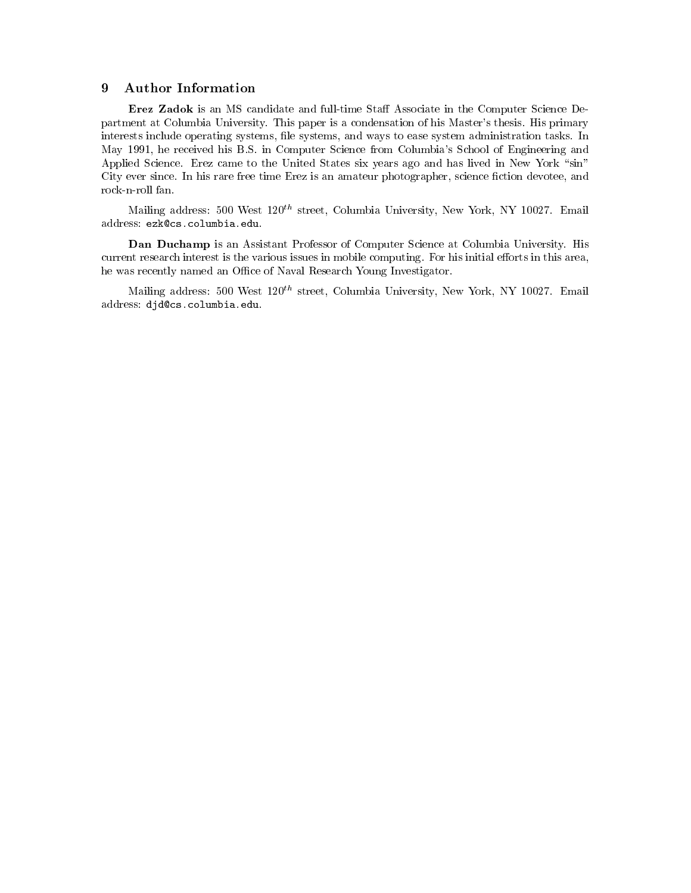## 9 Author Information

**Erez Zadok** is an MS candidate and full-time Staff Associate in the Computer Science Department at Columbia University. This paper is a condensation of his Master's thesis. His primary interests include operating systems, file systems, and ways to ease system administration tasks. In May 1991, he received his B.S. in Computer Science from Columbia's School of Engineering and Applied Science. Erez came to the United States six years ago and has lived in New York "sin" City ever since. In his rare free time Erez is an amateur photographer, science fiction devotee, and rock-n-roll fan.

Mailing address: 500 West $120^{th}$ street, Columbia University, New York, NY 10027. Email address: `ezk@cs.columbia.edu`.

**Dan Duchamp** is an Assistant Professor of Computer Science at Columbia University. His current research interest is the various issues in mobile computing. For his initial efforts in this area, he was recently named an Office of Naval Research Young Investigator.

Mailing address: 500 West $120^{th}$ street, Columbia University, New York, NY 10027. Email address: `djd@cs.columbia.edu`.